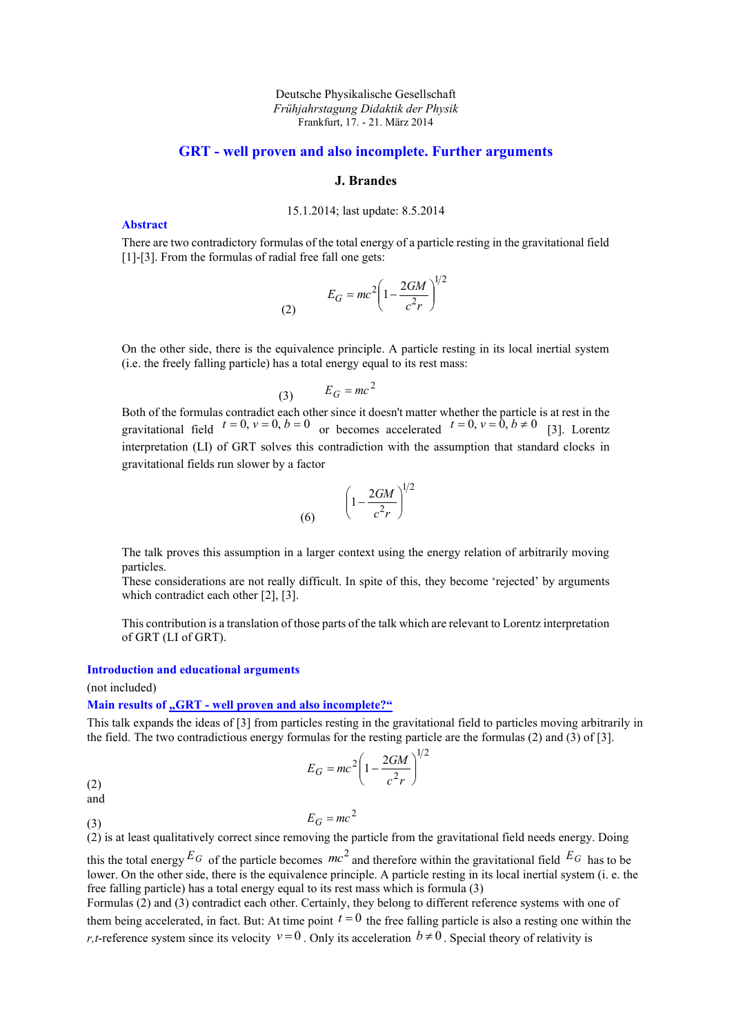Deutsche Physikalische Gesellschaft
*Frühjahrstagung Didaktik der Physik*
Frankfurt, 17. - 21. März 2014

# GRT - well proven and also incomplete. Further arguments

**J. Brandes**

15.1.2014; last update: 8.5.2014

## Abstract

There are two contradictory formulas of the total energy of a particle resting in the gravitational field [1]-[3]. From the formulas of radial free fall one gets:

$$E_G = mc^2\left(1 - \frac{2GM}{c^2 r}\right)^{1/2} \tag{2}$$

On the other side, there is the equivalence principle. A particle resting in its local inertial system (i.e. the freely falling particle) has a total energy equal to its rest mass:

$$E_G = mc^2 \tag{3}$$

Both of the formulas contradict each other since it doesn't matter whether the particle is at rest in the gravitational field $t = 0, v = 0, b = 0$ or becomes accelerated $t = 0, v = 0, b \neq 0$ [3]. Lorentz interpretation (LI) of GRT solves this contradiction with the assumption that standard clocks in gravitational fields run slower by a factor

$$\left(1 - \frac{2GM}{c^2 r}\right)^{1/2} \tag{6}$$

The talk proves this assumption in a larger context using the energy relation of arbitrarily moving particles.
These considerations are not really difficult. In spite of this, they become 'rejected' by arguments which contradict each other [2], [3].

This contribution is a translation of those parts of the talk which are relevant to Lorentz interpretation of GRT (LI of GRT).

## Introduction and educational arguments

(not included)

## Main results of „GRT - well proven and also incomplete?"

This talk expands the ideas of [3] from particles resting in the gravitational field to particles moving arbitrarily in the field. The two contradictious energy formulas for the resting particle are the formulas (2) and (3) of [3].

$$E_G = mc^2\left(1 - \frac{2GM}{c^2 r}\right)^{1/2} \tag{2}$$

and

$$E_G = mc^2 \tag{3}$$

(2) is at least qualitatively correct since removing the particle from the gravitational field needs energy. Doing this the total energy $E_G$ of the particle becomes $mc^2$ and therefore within the gravitational field $E_G$ has to be lower. On the other side, there is the equivalence principle. A particle resting in its local inertial system (i. e. the free falling particle) has a total energy equal to its rest mass which is formula (3)
Formulas (2) and (3) contradict each other. Certainly, they belong to different reference systems with one of them being accelerated, in fact. But: At time point $t = 0$ the free falling particle is also a resting one within the *r,t*-reference system since its velocity $v = 0$. Only its acceleration $b \neq 0$. Special theory of relativity is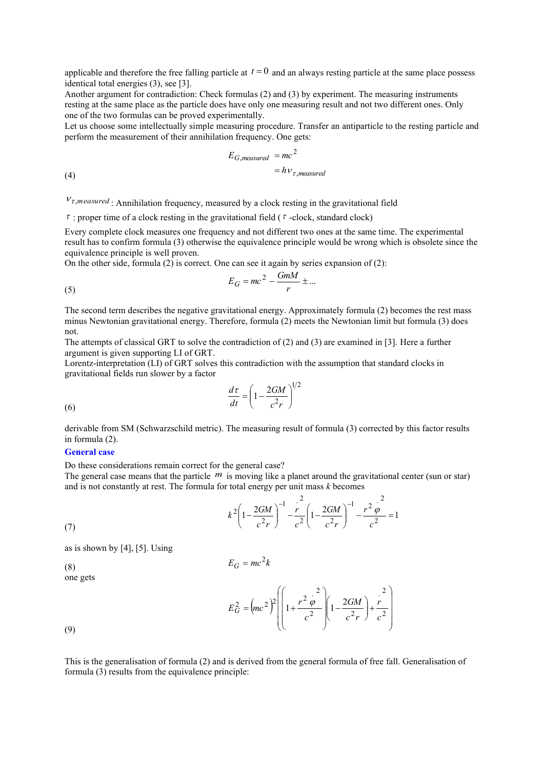applicable and therefore the free falling particle at $t = 0$ and an always resting particle at the same place possess identical total energies (3), see [3].
Another argument for contradiction: Check formulas (2) and (3) by experiment. The measuring instruments resting at the same place as the particle does have only one measuring result and not two different ones. Only one of the two formulas can be proved experimentally.
Let us choose some intellectually simple measuring procedure. Transfer an antiparticle to the resting particle and perform the measurement of their annihilation frequency. One gets:

$$E_{G,measured} = mc^2 = h\nu_{\tau,measured} \tag{4}$$

$\nu_{\tau,measured}$: Annihilation frequency, measured by a clock resting in the gravitational field

$\tau$ : proper time of a clock resting in the gravitational field ( $\tau$ -clock, standard clock)

Every complete clock measures one frequency and not different two ones at the same time. The experimental result has to confirm formula (3) otherwise the equivalence principle would be wrong which is obsolete since the equivalence principle is well proven.
On the other side, formula (2) is correct. One can see it again by series expansion of (2):

$$E_G = mc^2 - \frac{GmM}{r} \pm ... \tag{5}$$

The second term describes the negative gravitational energy. Approximately formula (2) becomes the rest mass minus Newtonian gravitational energy. Therefore, formula (2) meets the Newtonian limit but formula (3) does not.
The attempts of classical GRT to solve the contradiction of (2) and (3) are examined in [3]. Here a further argument is given supporting LI of GRT.
Lorentz-interpretation (LI) of GRT solves this contradiction with the assumption that standard clocks in gravitational fields run slower by a factor

$$\frac{d\tau}{dt} = \left(1 - \frac{2GM}{c^2 r}\right)^{1/2} \tag{6}$$

derivable from SM (Schwarzschild metric). The measuring result of formula (3) corrected by this factor results in formula (2).

### General case

Do these considerations remain correct for the general case?
The general case means that the particle $m$ is moving like a planet around the gravitational center (sun or star) and is not constantly at rest. The formula for total energy per unit mass $k$ becomes

$$k^2\left(1 - \frac{2GM}{c^2 r}\right)^{-1} - \frac{\dot{r}^2}{c^2}\left(1 - \frac{2GM}{c^2 r}\right)^{-1} - \frac{r^2 \dot{\varphi}^2}{c^2} = 1 \tag{7}$$

as is shown by [4], [5]. Using

$$E_G = mc^2 k \tag{8}$$

one gets

$$E_G^2 = \left(mc^2\right)^2 \left(\left(1 + \frac{r^2 \dot{\varphi}^2}{c^2}\right)\left(1 - \frac{2GM}{c^2 r}\right) + \frac{\dot{r}^2}{c^2}\right) \tag{9}$$

This is the generalisation of formula (2) and is derived from the general formula of free fall. Generalisation of formula (3) results from the equivalence principle: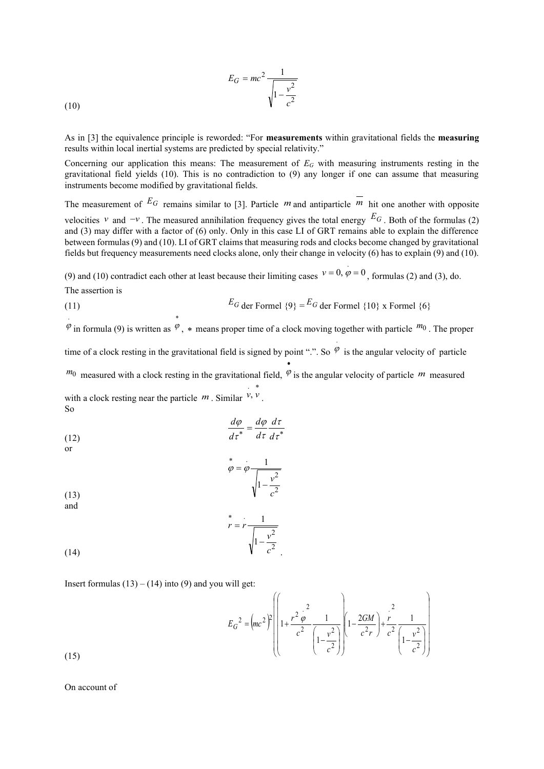$$E_G = mc^2 \frac{1}{\sqrt{1-\frac{v^2}{c^2}}} \tag{10}$$

As in [3] the equivalence principle is reworded: "For **measurements** within gravitational fields the **measuring** results within local inertial systems are predicted by special relativity."

Concerning our application this means: The measurement of $E_G$ with measuring instruments resting in the gravitational field yields (10). This is no contradiction to (9) any longer if one can assume that measuring instruments become modified by gravitational fields.

The measurement of $E_G$ remains similar to [3]. Particle $m$ and antiparticle $\overline{m}$ hit one another with opposite velocities $v$ and $-v$. The measured annihilation frequency gives the total energy $E_G$. Both of the formulas (2) and (3) may differ with a factor of (6) only. Only in this case LI of GRT remains able to explain the difference between formulas (9) and (10). LI of GRT claims that measuring rods and clocks become changed by gravitational fields but frequency measurements need clocks alone, only their change in velocity (6) has to explain (9) and (10).

(9) and (10) contradict each other at least because their limiting cases $v = 0, \dot{\varphi} = 0$, formulas (2) and (3), do.

The assertion is

$$E_G \text{ der Formel } \{9\} = E_G \text{ der Formel } \{10\} \text{ x Formel } \{6\} \tag{11}$$

$\dot{\varphi}$ in formula (9) is written as $\overset{*}{\varphi}$, $*$ means proper time of a clock moving together with particle $m_0$. The proper time of a clock resting in the gravitational field is signed by point ".". So $\dot{\varphi}$ is the angular velocity of particle $m_0$ measured with a clock resting in the gravitational field, $\overset{\bullet}{\varphi}$ is the angular velocity of particle $m$ measured with a clock resting near the particle $m$. Similar $\dot{v}, \overset{*}{v}$.

So

$$\frac{d\varphi}{d\tau^*} = \frac{d\varphi}{d\tau}\frac{d\tau}{d\tau^*} \tag{12}$$

or

$$\overset{*}{\varphi} = \dot{\varphi}\frac{1}{\sqrt{1-\frac{v^2}{c^2}}} \tag{13}$$

and

$$\overset{*}{r} = \dot{r}\frac{1}{\sqrt{1-\frac{v^2}{c^2}}} \tag{14}$$

Insert formulas (13) – (14) into (9) and you will get:

$$E_G{}^2 = \left(mc^2\right)^2 \left( \left( 1 + \frac{r^2 \dot{\varphi}^2}{c^2} \frac{1}{\left(1-\frac{v^2}{c^2}\right)} \right) \left(1 - \frac{2GM}{c^2 r}\right) + \frac{\dot{r}^2}{c^2} \frac{1}{\left(1-\frac{v^2}{c^2}\right)} \right) \tag{15}$$

On account of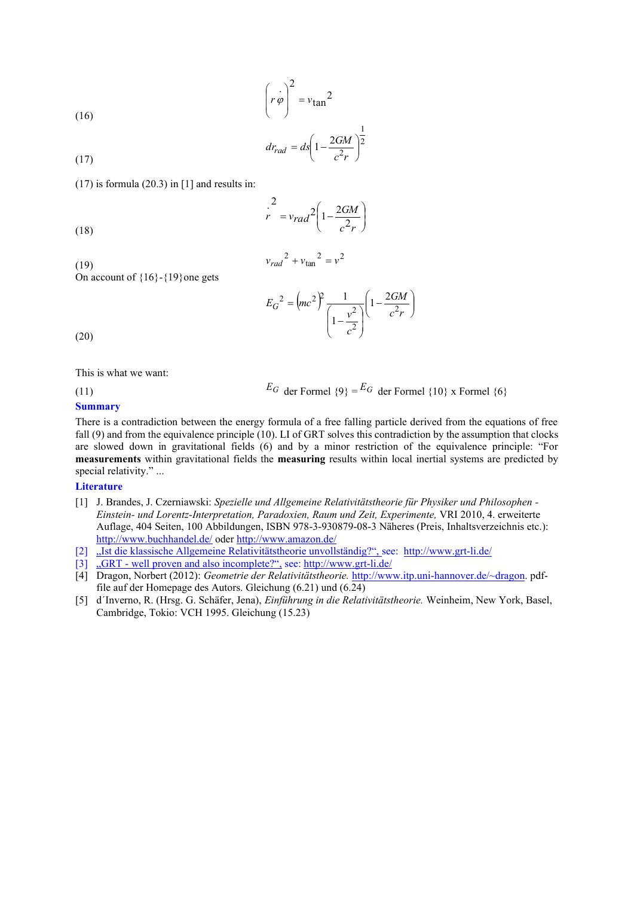$$\left(r\dot{\varphi}\right)^2 = v_{\tan}{}^2 \tag{16}$$

$$dr_{rad} = ds\left(1-\frac{2GM}{c^2 r}\right)^{\frac{1}{2}} \tag{17}$$

(17) is formula (20.3) in [1] and results in:

$$\dot{r}^2 = v_{rad}{}^2\left(1-\frac{2GM}{c^2 r}\right) \tag{18}$$

$$v_{rad}{}^2 + v_{\tan}{}^2 = v^2 \tag{19}$$

On account of {16}-{19}one gets

$$E_G{}^2 = \left(mc^2\right)^2 \frac{1}{\left(1-\frac{v^2}{c^2}\right)}\left(1-\frac{2GM}{c^2 r}\right) \tag{20}$$

This is what we want:

(11) $E_G$ der Formel {9} $= E_G$ der Formel {10} x Formel {6}

## Summary

There is a contradiction between the energy formula of a free falling particle derived from the equations of free fall (9) and from the equivalence principle (10). LI of GRT solves this contradiction by the assumption that clocks are slowed down in gravitational fields (6) and by a minor restriction of the equivalence principle: "For **measurements** within gravitational fields the **measuring** results within local inertial systems are predicted by special relativity." ...

## Literature

[1] J. Brandes, J. Czerniawski: *Spezielle und Allgemeine Relativitätstheorie für Physiker und Philosophen - Einstein- und Lorentz-Interpretation, Paradoxien, Raum und Zeit, Experimente,* VRI 2010, 4. erweiterte Auflage, 404 Seiten, 100 Abbildungen, ISBN 978-3-930879-08-3 Näheres (Preis, Inhaltsverzeichnis etc.): http://www.buchhandel.de/ oder http://www.amazon.de/

[2] „Ist die klassische Allgemeine Relativitätstheorie unvollständig?", see: http://www.grt-li.de/

[3] „GRT - well proven and also incomplete?", see: http://www.grt-li.de/

[4] Dragon, Norbert (2012): *Geometrie der Relativitätstheorie.* http://www.itp.uni-hannover.de/~dragon. pdf-file auf der Homepage des Autors. Gleichung (6.21) und (6.24)

[5] d´Inverno, R. (Hrsg. G. Schäfer, Jena), *Einführung in die Relativitätstheorie.* Weinheim, New York, Basel, Cambridge, Tokio: VCH 1995. Gleichung (15.23)